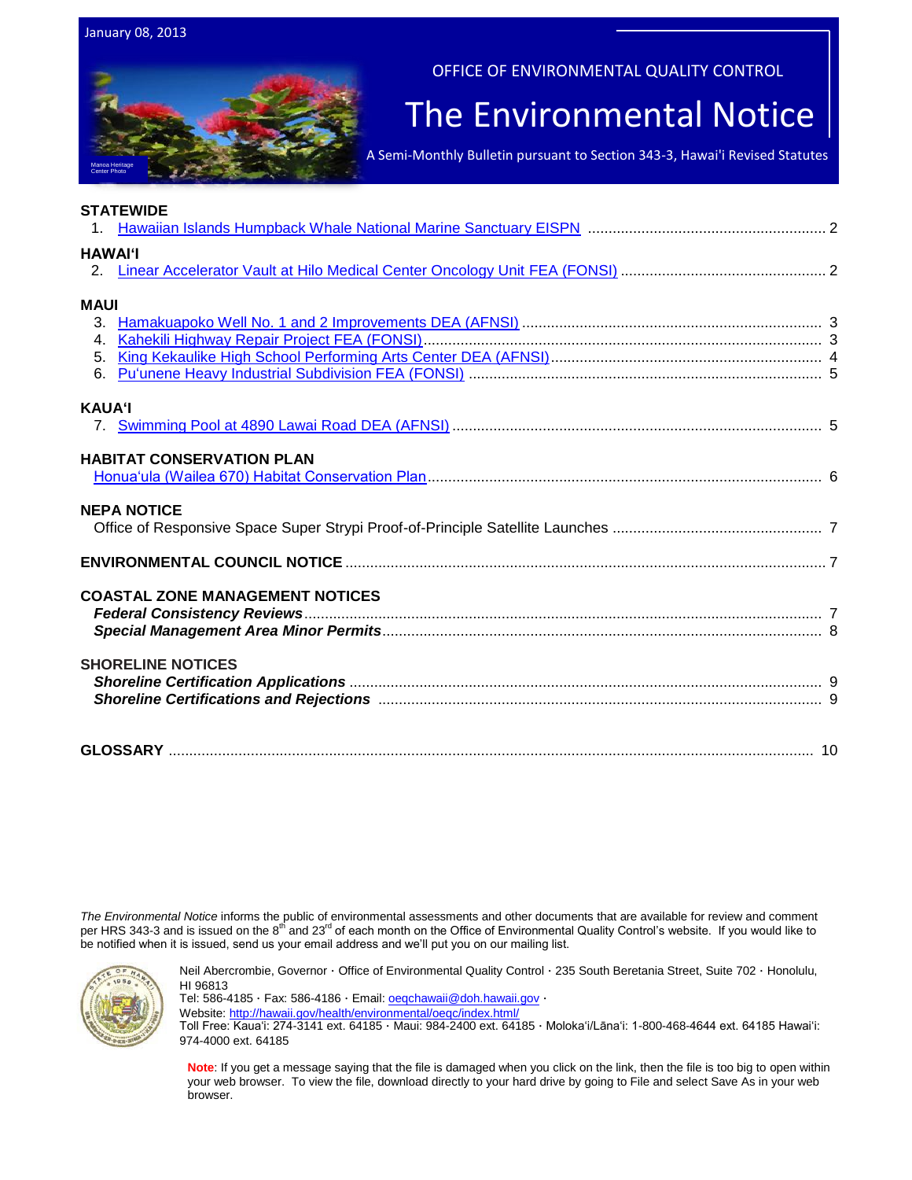January 08, 2013

OFFICE OF ENVIRONMENTAL QUALITY CONTROL

# The Environmental Notice

A Semi-Monthly Bulletin pursuant to Section 343-3, Hawai'i Revised Statutes

Manoa Heritage Center Photo

**STATEWIDE**

1. Hawaiian Islands Humpback Whale National Marine Sanctuary EISPN ........ 2

**HAWAIʻI**

2. Linear Accelerator Vault at Hilo Medical Center Oncology Unit FEA (FONSI) ........ 2

**MAUI**

3. Hamakuapoko Well No. 1 and 2 Improvements DEA (AFNSI) ........ 3
4. Kahekili Highway Repair Project FEA (FONSI) ........ 3
5. King Kekaulike High School Performing Arts Center DEA (AFNSI) ........ 4
6. Pu'unene Heavy Industrial Subdivision FEA (FONSI) ........ 5

**KAUAʻI**

7. Swimming Pool at 4890 Lawai Road DEA (AFNSI) ........ 5

**HABITAT CONSERVATION PLAN**

Honuaʻula (Wailea 670) Habitat Conservation Plan ........ 6

**NEPA NOTICE**

Office of Responsive Space Super Strypi Proof-of-Principle Satellite Launches ........ 7

**ENVIRONMENTAL COUNCIL NOTICE** ........ 7

**COASTAL ZONE MANAGEMENT NOTICES**

***Federal Consistency Reviews*** ........ 7
***Special Management Area Minor Permits*** ........ 8

**SHORELINE NOTICES**

***Shoreline Certification Applications*** ........ 9
***Shoreline Certifications and Rejections*** ........ 9

**GLOSSARY** ........ 10

*The Environmental Notice* informs the public of environmental assessments and other documents that are available for review and comment per HRS 343-3 and is issued on the 8th and 23rd of each month on the Office of Environmental Quality Control's website. If you would like to be notified when it is issued, send us your email address and we'll put you on our mailing list.

Neil Abercrombie, Governor · Office of Environmental Quality Control · 235 South Beretania Street, Suite 702 · Honolulu, HI 96813
Tel: 586-4185 · Fax: 586-4186 · Email: oeqchawaii@doh.hawaii.gov ·
Website: http://hawaii.gov/health/environmental/oeqc/index.html/
Toll Free: Kauaʻi: 274-3141 ext. 64185 · Maui: 984-2400 ext. 64185 · Molokaʻi/Lānaʻi: 1-800-468-4644 ext. 64185 Hawaiʻi: 974-4000 ext. 64185

**Note**: If you get a message saying that the file is damaged when you click on the link, then the file is too big to open within your web browser. To view the file, download directly to your hard drive by going to File and select Save As in your web browser.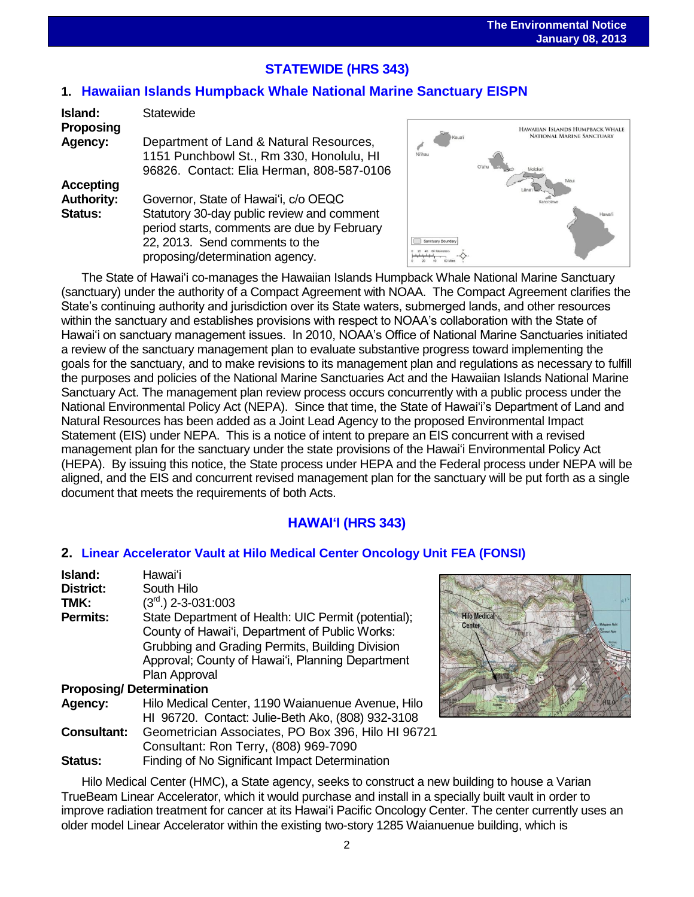## STATEWIDE (HRS 343)

### 1. Hawaiian Islands Humpback Whale National Marine Sanctuary EISPN

**Island:** Statewide

**Proposing Agency:** Department of Land & Natural Resources, 1151 Punchbowl St., Rm 330, Honolulu, HI 96826. Contact: Elia Herman, 808-587-0106

**Accepting Authority:** Governor, State of Hawaiʻi, c/o OEQC

**Status:** Statutory 30-day public review and comment period starts, comments are due by February 22, 2013. Send comments to the proposing/determination agency.

The State of Hawaiʻi co-manages the Hawaiian Islands Humpback Whale National Marine Sanctuary (sanctuary) under the authority of a Compact Agreement with NOAA. The Compact Agreement clarifies the State's continuing authority and jurisdiction over its State waters, submerged lands, and other resources within the sanctuary and establishes provisions with respect to NOAA's collaboration with the State of Hawaiʻi on sanctuary management issues. In 2010, NOAA's Office of National Marine Sanctuaries initiated a review of the sanctuary management plan to evaluate substantive progress toward implementing the goals for the sanctuary, and to make revisions to its management plan and regulations as necessary to fulfill the purposes and policies of the National Marine Sanctuaries Act and the Hawaiian Islands National Marine Sanctuary Act. The management plan review process occurs concurrently with a public process under the National Environmental Policy Act (NEPA). Since that time, the State of Hawaiʻi's Department of Land and Natural Resources has been added as a Joint Lead Agency to the proposed Environmental Impact Statement (EIS) under NEPA. This is a notice of intent to prepare an EIS concurrent with a revised management plan for the sanctuary under the state provisions of the Hawaiʻi Environmental Policy Act (HEPA). By issuing this notice, the State process under HEPA and the Federal process under NEPA will be aligned, and the EIS and concurrent revised management plan for the sanctuary will be put forth as a single document that meets the requirements of both Acts.

## HAWAIʻI (HRS 343)

### 2. Linear Accelerator Vault at Hilo Medical Center Oncology Unit FEA (FONSI)

**Island:** Hawaiʻi

**District:** South Hilo

**TMK:** (3rd.) 2-3-031:003

**Permits:** State Department of Health: UIC Permit (potential); County of Hawaiʻi, Department of Public Works: Grubbing and Grading Permits, Building Division Approval; County of Hawaiʻi, Planning Department Plan Approval

**Proposing/ Determination Agency:** Hilo Medical Center, 1190 Waianuenue Avenue, Hilo HI 96720. Contact: Julie-Beth Ako, (808) 932-3108

**Consultant:** Geometrician Associates, PO Box 396, Hilo HI 96721 Consultant: Ron Terry, (808) 969-7090

**Status:** Finding of No Significant Impact Determination

Hilo Medical Center (HMC), a State agency, seeks to construct a new building to house a Varian TrueBeam Linear Accelerator, which it would purchase and install in a specially built vault in order to improve radiation treatment for cancer at its Hawaiʻi Pacific Oncology Center. The center currently uses an older model Linear Accelerator within the existing two-story 1285 Waianuenue building, which is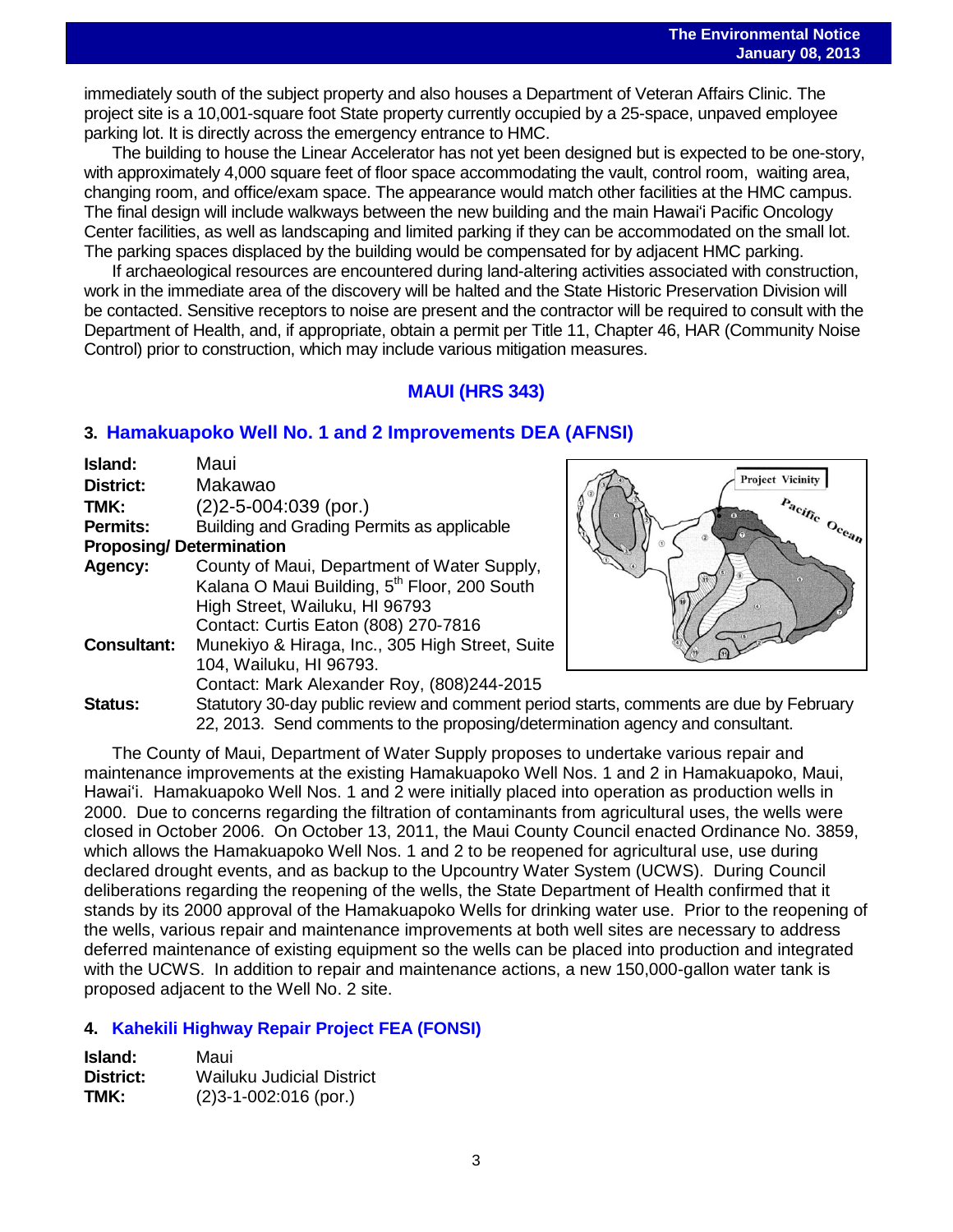immediately south of the subject property and also houses a Department of Veteran Affairs Clinic. The project site is a 10,001-square foot State property currently occupied by a 25-space, unpaved employee parking lot. It is directly across the emergency entrance to HMC.

The building to house the Linear Accelerator has not yet been designed but is expected to be one-story, with approximately 4,000 square feet of floor space accommodating the vault, control room, waiting area, changing room, and office/exam space. The appearance would match other facilities at the HMC campus. The final design will include walkways between the new building and the main Hawaiʻi Pacific Oncology Center facilities, as well as landscaping and limited parking if they can be accommodated on the small lot. The parking spaces displaced by the building would be compensated for by adjacent HMC parking.

If archaeological resources are encountered during land-altering activities associated with construction, work in the immediate area of the discovery will be halted and the State Historic Preservation Division will be contacted. Sensitive receptors to noise are present and the contractor will be required to consult with the Department of Health, and, if appropriate, obtain a permit per Title 11, Chapter 46, HAR (Community Noise Control) prior to construction, which may include various mitigation measures.

## MAUI (HRS 343)

### 3. Hamakuapoko Well No. 1 and 2 Improvements DEA (AFNSI)

**Island:** Maui
**District:** Makawao
**TMK:** (2)2-5-004:039 (por.)
**Permits:** Building and Grading Permits as applicable
**Proposing/ Determination**
**Agency:** County of Maui, Department of Water Supply, Kalana O Maui Building, 5th Floor, 200 South High Street, Wailuku, HI 96793
Contact: Curtis Eaton (808) 270-7816
**Consultant:** Munekiyo & Hiraga, Inc., 305 High Street, Suite 104, Wailuku, HI 96793.
Contact: Mark Alexander Roy, (808)244-2015
**Status:** Statutory 30-day public review and comment period starts, comments are due by February 22, 2013. Send comments to the proposing/determination agency and consultant.

The County of Maui, Department of Water Supply proposes to undertake various repair and maintenance improvements at the existing Hamakuapoko Well Nos. 1 and 2 in Hamakuapoko, Maui, Hawaiʻi. Hamakuapoko Well Nos. 1 and 2 were initially placed into operation as production wells in 2000. Due to concerns regarding the filtration of contaminants from agricultural uses, the wells were closed in October 2006. On October 13, 2011, the Maui County Council enacted Ordinance No. 3859, which allows the Hamakuapoko Well Nos. 1 and 2 to be reopened for agricultural use, use during declared drought events, and as backup to the Upcountry Water System (UCWS). During Council deliberations regarding the reopening of the wells, the State Department of Health confirmed that it stands by its 2000 approval of the Hamakuapoko Wells for drinking water use. Prior to the reopening of the wells, various repair and maintenance improvements at both well sites are necessary to address deferred maintenance of existing equipment so the wells can be placed into production and integrated with the UCWS. In addition to repair and maintenance actions, a new 150,000-gallon water tank is proposed adjacent to the Well No. 2 site.

### 4. Kahekili Highway Repair Project FEA (FONSI)

**Island:** Maui
**District:** Wailuku Judicial District
**TMK:** (2)3-1-002:016 (por.)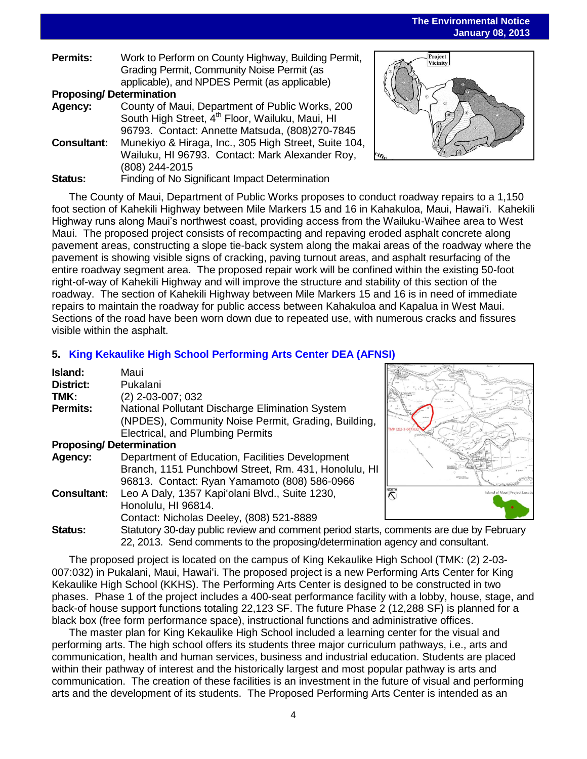**Permits:** Work to Perform on County Highway, Building Permit, Grading Permit, Community Noise Permit (as applicable), and NPDES Permit (as applicable)

**Proposing/ Determination**

**Agency:** County of Maui, Department of Public Works, 200 South High Street, 4th Floor, Wailuku, Maui, HI 96793. Contact: Annette Matsuda, (808)270-7845

**Consultant:** Munekiyo & Hiraga, Inc., 305 High Street, Suite 104, Wailuku, HI 96793. Contact: Mark Alexander Roy, (808) 244-2015

**Status:** Finding of No Significant Impact Determination

The County of Maui, Department of Public Works proposes to conduct roadway repairs to a 1,150 foot section of Kahekili Highway between Mile Markers 15 and 16 in Kahakuloa, Maui, Hawai'i. Kahekili Highway runs along Maui's northwest coast, providing access from the Wailuku-Waihee area to West Maui. The proposed project consists of recompacting and repaving eroded asphalt concrete along pavement areas, constructing a slope tie-back system along the makai areas of the roadway where the pavement is showing visible signs of cracking, paving turnout areas, and asphalt resurfacing of the entire roadway segment area. The proposed repair work will be confined within the existing 50-foot right-of-way of Kahekili Highway and will improve the structure and stability of this section of the roadway. The section of Kahekili Highway between Mile Markers 15 and 16 is in need of immediate repairs to maintain the roadway for public access between Kahakuloa and Kapalua in West Maui. Sections of the road have been worn down due to repeated use, with numerous cracks and fissures visible within the asphalt.

## 5. King Kekaulike High School Performing Arts Center DEA (AFNSI)

**Island:** Maui

**District:** Pukalani

**TMK:** (2) 2-03-007; 032

**Permits:** National Pollutant Discharge Elimination System (NPDES), Community Noise Permit, Grading, Building, Electrical, and Plumbing Permits

**Proposing/ Determination**

**Agency:** Department of Education, Facilities Development Branch, 1151 Punchbowl Street, Rm. 431, Honolulu, HI 96813. Contact: Ryan Yamamoto (808) 586-0966

**Consultant:** Leo A Daly, 1357 Kapi'olani Blvd., Suite 1230, Honolulu, HI 96814. Contact: Nicholas Deeley, (808) 521-8889

**Status:** Statutory 30-day public review and comment period starts, comments are due by February 22, 2013. Send comments to the proposing/determination agency and consultant.

The proposed project is located on the campus of King Kekaulike High School (TMK: (2) 2-03-007:032) in Pukalani, Maui, Hawai'i. The proposed project is a new Performing Arts Center for King Kekaulike High School (KKHS). The Performing Arts Center is designed to be constructed in two phases. Phase 1 of the project includes a 400-seat performance facility with a lobby, house, stage, and back-of house support functions totaling 22,123 SF. The future Phase 2 (12,288 SF) is planned for a black box (free form performance space), instructional functions and administrative offices.

The master plan for King Kekaulike High School included a learning center for the visual and performing arts. The high school offers its students three major curriculum pathways, i.e., arts and communication, health and human services, business and industrial education. Students are placed within their pathway of interest and the historically largest and most popular pathway is arts and communication. The creation of these facilities is an investment in the future of visual and performing arts and the development of its students. The Proposed Performing Arts Center is intended as an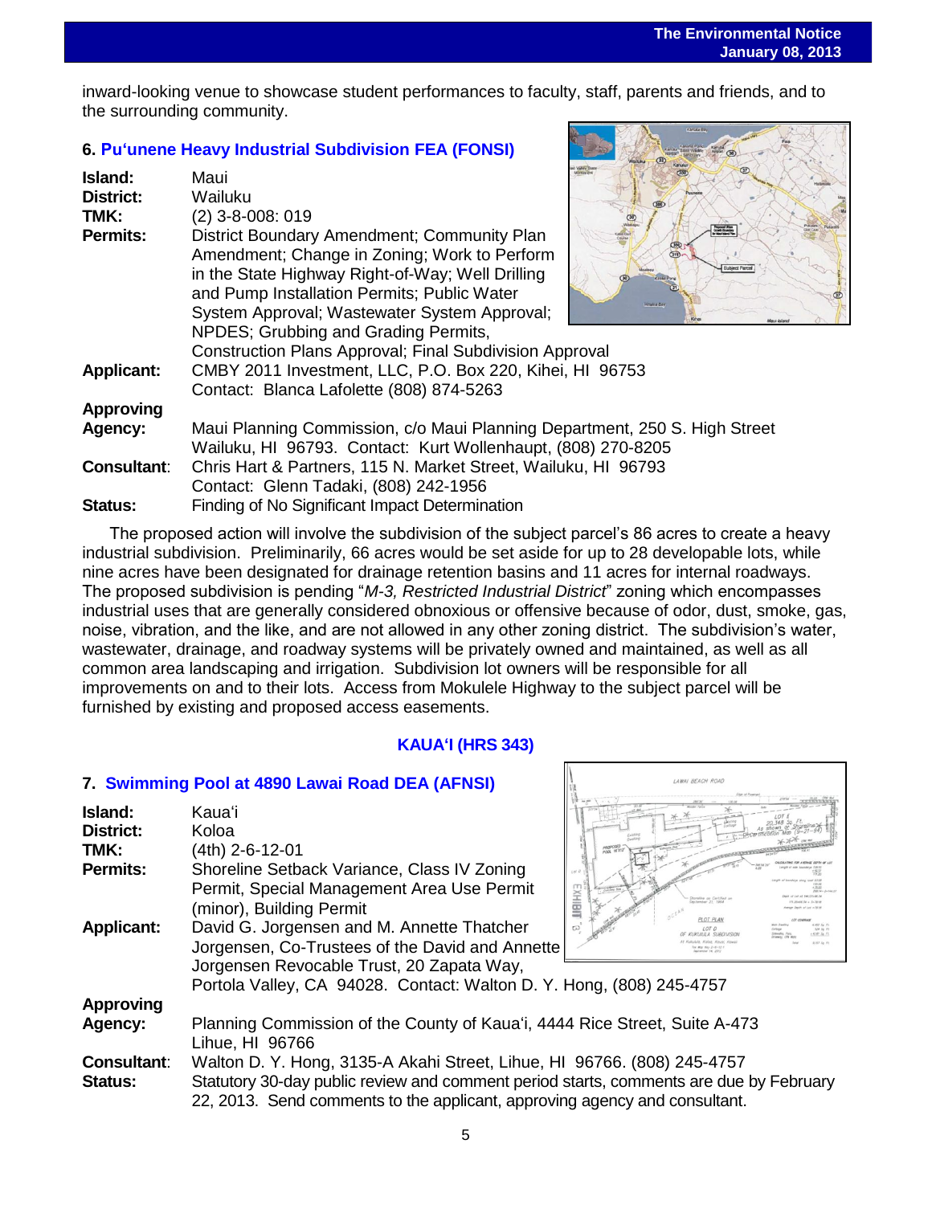inward-looking venue to showcase student performances to faculty, staff, parents and friends, and to the surrounding community.

### 6. Pu'unene Heavy Industrial Subdivision FEA (FONSI)

**Island:** Maui
**District:** Wailuku
**TMK:** (2) 3-8-008: 019
**Permits:** District Boundary Amendment; Community Plan Amendment; Change in Zoning; Work to Perform in the State Highway Right-of-Way; Well Drilling and Pump Installation Permits; Public Water System Approval; Wastewater System Approval; NPDES; Grubbing and Grading Permits, Construction Plans Approval; Final Subdivision Approval
**Applicant:** CMBY 2011 Investment, LLC, P.O. Box 220, Kihei, HI 96753
Contact: Blanca Lafolette (808) 874-5263
**Approving Agency:** Maui Planning Commission, c/o Maui Planning Department, 250 S. High Street Wailuku, HI 96793. Contact: Kurt Wollenhaupt, (808) 270-8205
**Consultant:** Chris Hart & Partners, 115 N. Market Street, Wailuku, HI 96793
Contact: Glenn Tadaki, (808) 242-1956
**Status:** Finding of No Significant Impact Determination

The proposed action will involve the subdivision of the subject parcel's 86 acres to create a heavy industrial subdivision. Preliminarily, 66 acres would be set aside for up to 28 developable lots, while nine acres have been designated for drainage retention basins and 11 acres for internal roadways. The proposed subdivision is pending "*M-3, Restricted Industrial District*" zoning which encompasses industrial uses that are generally considered obnoxious or offensive because of odor, dust, smoke, gas, noise, vibration, and the like, and are not allowed in any other zoning district. The subdivision's water, wastewater, drainage, and roadway systems will be privately owned and maintained, as well as all common area landscaping and irrigation. Subdivision lot owners will be responsible for all improvements on and to their lots. Access from Mokulele Highway to the subject parcel will be furnished by existing and proposed access easements.

## KAUA'I (HRS 343)

### 7. Swimming Pool at 4890 Lawai Road DEA (AFNSI)

**Island:** Kaua'i
**District:** Koloa
**TMK:** (4th) 2-6-12-01
**Permits:** Shoreline Setback Variance, Class IV Zoning Permit, Special Management Area Use Permit (minor), Building Permit
**Applicant:** David G. Jorgensen and M. Annette Thatcher Jorgensen, Co-Trustees of the David and Annette Jorgensen Revocable Trust, 20 Zapata Way, Portola Valley, CA 94028. Contact: Walton D. Y. Hong, (808) 245-4757
**Approving Agency:** Planning Commission of the County of Kaua'i, 4444 Rice Street, Suite A-473 Lihue, HI 96766
**Consultant:** Walton D. Y. Hong, 3135-A Akahi Street, Lihue, HI 96766. (808) 245-4757
**Status:** Statutory 30-day public review and comment period starts, comments are due by February 22, 2013. Send comments to the applicant, approving agency and consultant.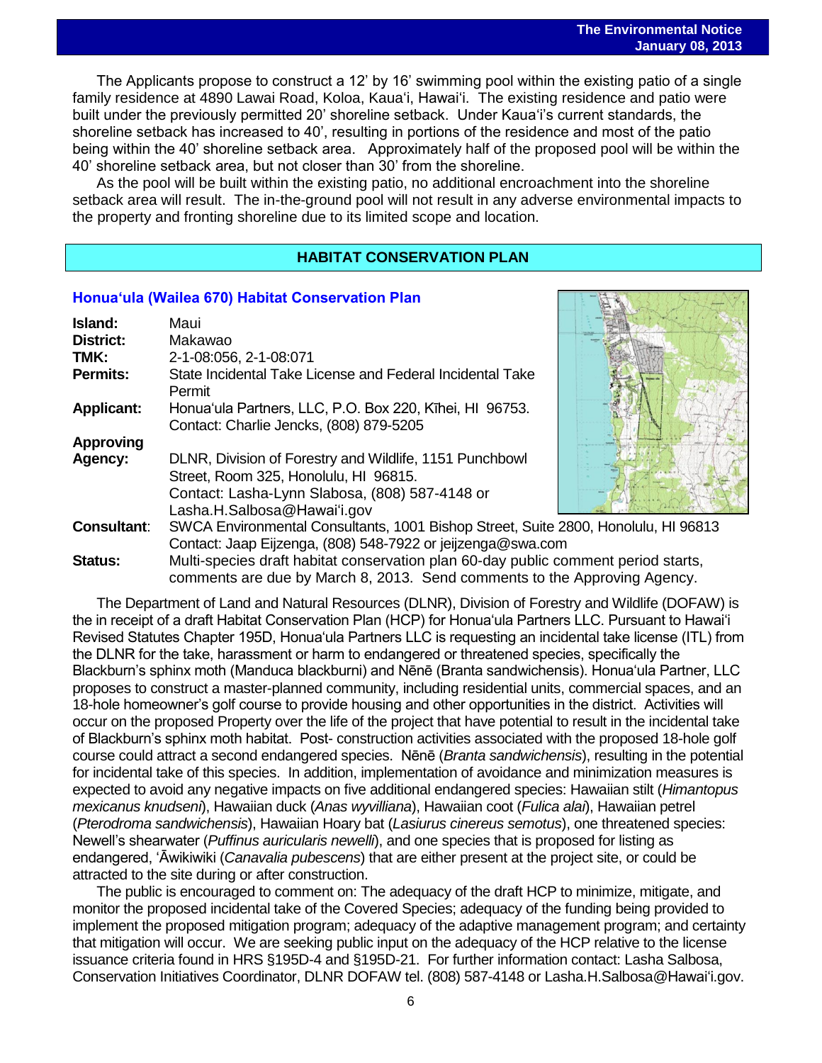The Applicants propose to construct a 12' by 16' swimming pool within the existing patio of a single family residence at 4890 Lawai Road, Koloa, Kaua'i, Hawai'i. The existing residence and patio were built under the previously permitted 20' shoreline setback. Under Kaua'i's current standards, the shoreline setback has increased to 40', resulting in portions of the residence and most of the patio being within the 40' shoreline setback area. Approximately half of the proposed pool will be within the 40' shoreline setback area, but not closer than 30' from the shoreline.

As the pool will be built within the existing patio, no additional encroachment into the shoreline setback area will result. The in-the-ground pool will not result in any adverse environmental impacts to the property and fronting shoreline due to its limited scope and location.

## HABITAT CONSERVATION PLAN

### Honua'ula (Wailea 670) Habitat Conservation Plan

**Island:** Maui

**District:** Makawao

**TMK:** 2-1-08:056, 2-1-08:071

**Permits:** State Incidental Take License and Federal Incidental Take Permit

**Applicant:** Honua'ula Partners, LLC, P.O. Box 220, Kīhei, HI 96753. Contact: Charlie Jencks, (808) 879-5205

**Approving Agency:** DLNR, Division of Forestry and Wildlife, 1151 Punchbowl Street, Room 325, Honolulu, HI 96815. Contact: Lasha-Lynn Slabosa, (808) 587-4148 or Lasha.H.Salbosa@Hawai'i.gov

**Consultant:** SWCA Environmental Consultants, 1001 Bishop Street, Suite 2800, Honolulu, HI 96813 Contact: Jaap Eijzenga, (808) 548-7922 or jeijzenga@swa.com

**Status:** Multi-species draft habitat conservation plan 60-day public comment period starts, comments are due by March 8, 2013. Send comments to the Approving Agency.

The Department of Land and Natural Resources (DLNR), Division of Forestry and Wildlife (DOFAW) is the in receipt of a draft Habitat Conservation Plan (HCP) for Honua'ula Partners LLC. Pursuant to Hawai'i Revised Statutes Chapter 195D, Honua'ula Partners LLC is requesting an incidental take license (ITL) from the DLNR for the take, harassment or harm to endangered or threatened species, specifically the Blackburn's sphinx moth (Manduca blackburni) and Nēnē (Branta sandwichensis). Honua'ula Partner, LLC proposes to construct a master-planned community, including residential units, commercial spaces, and an 18-hole homeowner's golf course to provide housing and other opportunities in the district. Activities will occur on the proposed Property over the life of the project that have potential to result in the incidental take of Blackburn's sphinx moth habitat. Post- construction activities associated with the proposed 18-hole golf course could attract a second endangered species. Nēnē (*Branta sandwichensis*), resulting in the potential for incidental take of this species. In addition, implementation of avoidance and minimization measures is expected to avoid any negative impacts on five additional endangered species: Hawaiian stilt (*Himantopus mexicanus knudseni*), Hawaiian duck (*Anas wyvilliana*), Hawaiian coot (*Fulica alai*), Hawaiian petrel (*Pterodroma sandwichensis*), Hawaiian Hoary bat (*Lasiurus cinereus semotus*), one threatened species: Newell's shearwater (*Puffinus auricularis newelli*), and one species that is proposed for listing as endangered, 'Āwikiwiki (*Canavalia pubescens*) that are either present at the project site, or could be attracted to the site during or after construction.

The public is encouraged to comment on: The adequacy of the draft HCP to minimize, mitigate, and monitor the proposed incidental take of the Covered Species; adequacy of the funding being provided to implement the proposed mitigation program; adequacy of the adaptive management program; and certainty that mitigation will occur. We are seeking public input on the adequacy of the HCP relative to the license issuance criteria found in HRS §195D-4 and §195D-21. For further information contact: Lasha Salbosa, Conservation Initiatives Coordinator, DLNR DOFAW tel. (808) 587-4148 or Lasha.H.Salbosa@Hawai'i.gov.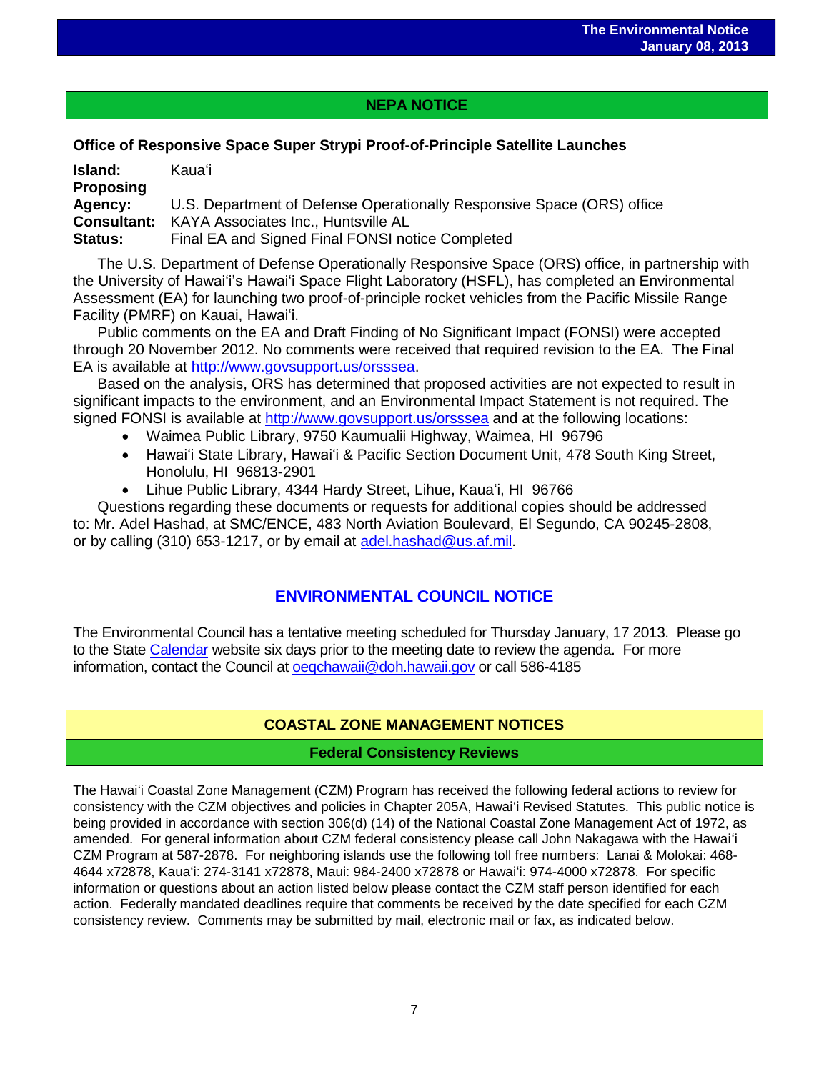## NEPA NOTICE

### Office of Responsive Space Super Strypi Proof-of-Principle Satellite Launches

**Island:** Kauaʻi
**Proposing Agency:** U.S. Department of Defense Operationally Responsive Space (ORS) office
**Consultant:** KAYA Associates Inc., Huntsville AL
**Status:** Final EA and Signed Final FONSI notice Completed

The U.S. Department of Defense Operationally Responsive Space (ORS) office, in partnership with the University of Hawaiʻi's Hawaiʻi Space Flight Laboratory (HSFL), has completed an Environmental Assessment (EA) for launching two proof-of-principle rocket vehicles from the Pacific Missile Range Facility (PMRF) on Kauai, Hawaiʻi.

Public comments on the EA and Draft Finding of No Significant Impact (FONSI) were accepted through 20 November 2012. No comments were received that required revision to the EA. The Final EA is available at http://www.govsupport.us/orsssea.

Based on the analysis, ORS has determined that proposed activities are not expected to result in significant impacts to the environment, and an Environmental Impact Statement is not required. The signed FONSI is available at http://www.govsupport.us/orsssea and at the following locations:

- Waimea Public Library, 9750 Kaumualii Highway, Waimea, HI 96796
- Hawaiʻi State Library, Hawaiʻi & Pacific Section Document Unit, 478 South King Street, Honolulu, HI 96813-2901
- Lihue Public Library, 4344 Hardy Street, Lihue, Kauaʻi, HI 96766

Questions regarding these documents or requests for additional copies should be addressed to: Mr. Adel Hashad, at SMC/ENCE, 483 North Aviation Boulevard, El Segundo, CA 90245-2808, or by calling (310) 653-1217, or by email at adel.hashad@us.af.mil.

## ENVIRONMENTAL COUNCIL NOTICE

The Environmental Council has a tentative meeting scheduled for Thursday January, 17 2013. Please go to the State Calendar website six days prior to the meeting date to review the agenda. For more information, contact the Council at oeqchawaii@doh.hawaii.gov or call 586-4185

## COASTAL ZONE MANAGEMENT NOTICES

### Federal Consistency Reviews

The Hawaiʻi Coastal Zone Management (CZM) Program has received the following federal actions to review for consistency with the CZM objectives and policies in Chapter 205A, Hawaiʻi Revised Statutes. This public notice is being provided in accordance with section 306(d) (14) of the National Coastal Zone Management Act of 1972, as amended. For general information about CZM federal consistency please call John Nakagawa with the Hawaiʻi CZM Program at 587-2878. For neighboring islands use the following toll free numbers: Lanai & Molokai: 468-4644 x72878, Kauaʻi: 274-3141 x72878, Maui: 984-2400 x72878 or Hawaiʻi: 974-4000 x72878. For specific information or questions about an action listed below please contact the CZM staff person identified for each action. Federally mandated deadlines require that comments be received by the date specified for each CZM consistency review. Comments may be submitted by mail, electronic mail or fax, as indicated below.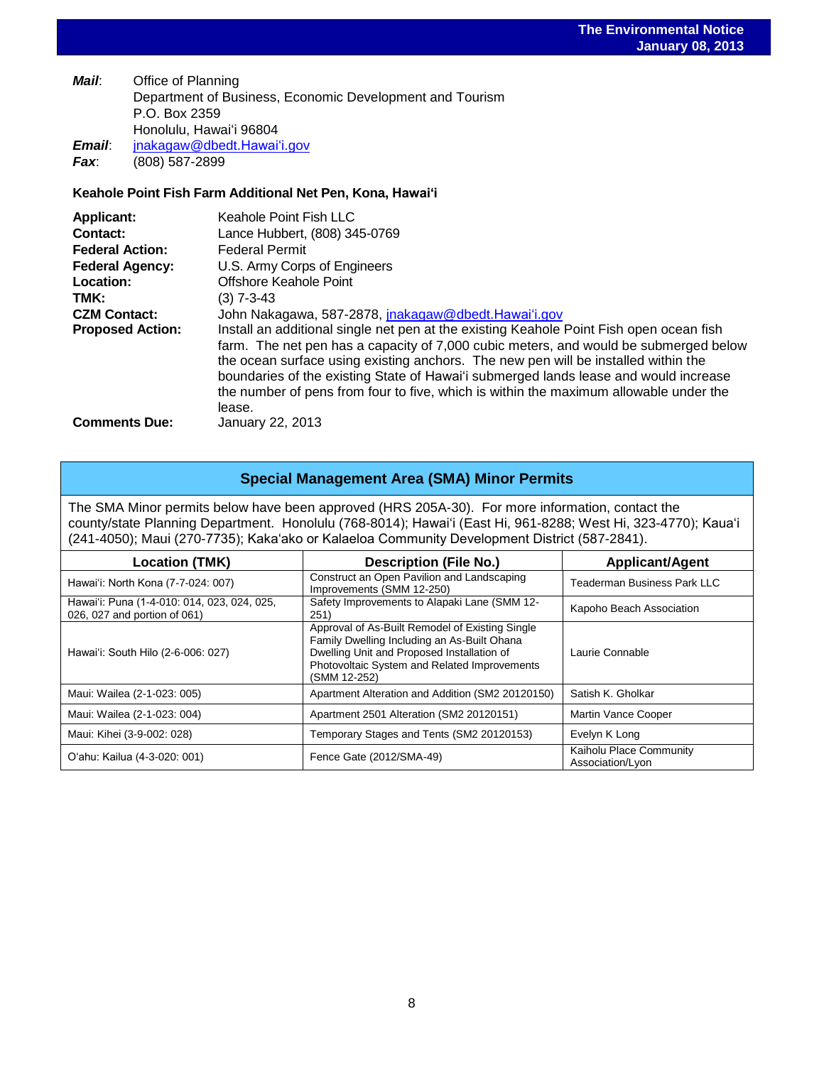***Mail***: Office of Planning
Department of Business, Economic Development and Tourism
P.O. Box 2359
Honolulu, Hawai‘i 96804
***Email***: jnakagaw@dbedt.Hawai‘i.gov
***Fax***: (808) 587-2899

**Keahole Point Fish Farm Additional Net Pen, Kona, Hawai‘i**

**Applicant:** Keahole Point Fish LLC
**Contact:** Lance Hubbert, (808) 345-0769
**Federal Action:** Federal Permit
**Federal Agency:** U.S. Army Corps of Engineers
**Location:** Offshore Keahole Point
**TMK:** (3) 7-3-43
**CZM Contact:** John Nakagawa, 587-2878, jnakagaw@dbedt.Hawai‘i.gov
**Proposed Action:** Install an additional single net pen at the existing Keahole Point Fish open ocean fish farm. The net pen has a capacity of 7,000 cubic meters, and would be submerged below the ocean surface using existing anchors. The new pen will be installed within the boundaries of the existing State of Hawai‘i submerged lands lease and would increase the number of pens from four to five, which is within the maximum allowable under the lease.
**Comments Due:** January 22, 2013

## Special Management Area (SMA) Minor Permits

The SMA Minor permits below have been approved (HRS 205A-30). For more information, contact the county/state Planning Department. Honolulu (768-8014); Hawai‘i (East Hi, 961-8288; West Hi, 323-4770); Kaua‘i (241-4050); Maui (270-7735); Kaka‘ako or Kalaeloa Community Development District (587-2841).

| Location (TMK) | Description (File No.) | Applicant/Agent |
|---|---|---|
| Hawai‘i: North Kona (7-7-024: 007) | Construct an Open Pavilion and Landscaping Improvements (SMM 12-250) | Teaderman Business Park LLC |
| Hawai‘i: Puna (1-4-010: 014, 023, 024, 025, 026, 027 and portion of 061) | Safety Improvements to Alapaki Lane (SMM 12-251) | Kapoho Beach Association |
| Hawai‘i: South Hilo (2-6-006: 027) | Approval of As-Built Remodel of Existing Single Family Dwelling Including an As-Built Ohana Dwelling Unit and Proposed Installation of Photovoltaic System and Related Improvements (SMM 12-252) | Laurie Connable |
| Maui: Wailea (2-1-023: 005) | Apartment Alteration and Addition (SM2 20120150) | Satish K. Gholkar |
| Maui: Wailea (2-1-023: 004) | Apartment 2501 Alteration (SM2 20120151) | Martin Vance Cooper |
| Maui: Kihei (3-9-002: 028) | Temporary Stages and Tents (SM2 20120153) | Evelyn K Long |
| O‘ahu: Kailua (4-3-020: 001) | Fence Gate (2012/SMA-49) | Kaiholu Place Community Association/Lyon |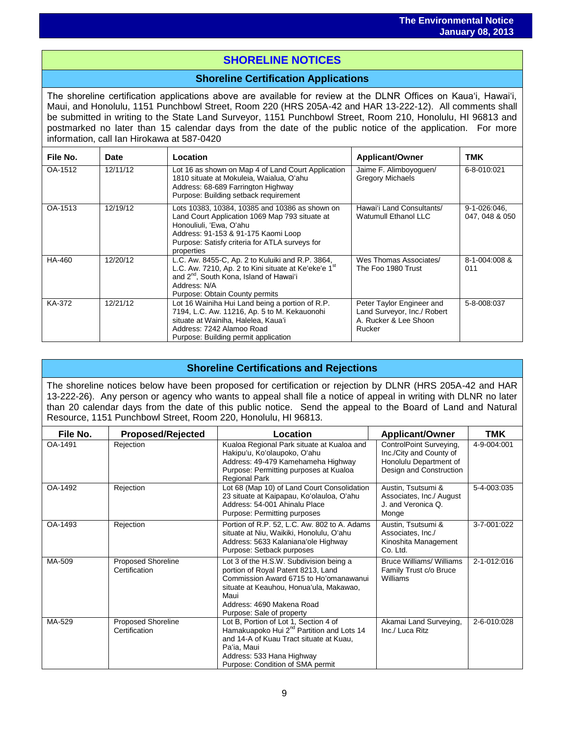## SHORELINE NOTICES

### Shoreline Certification Applications

The shoreline certification applications above are available for review at the DLNR Offices on Kaua'i, Hawai'i, Maui, and Honolulu, 1151 Punchbowl Street, Room 220 (HRS 205A-42 and HAR 13-222-12). All comments shall be submitted in writing to the State Land Surveyor, 1151 Punchbowl Street, Room 210, Honolulu, HI 96813 and postmarked no later than 15 calendar days from the date of the public notice of the application. For more information, call Ian Hirokawa at 587-0420

| File No. | Date | Location | Applicant/Owner | TMK |
|---|---|---|---|---|
| OA-1512 | 12/11/12 | Lot 16 as shown on Map 4 of Land Court Application 1810 situate at Mokuleia, Waialua, O'ahu<br>Address: 68-689 Farrington Highway<br>Purpose: Building setback requirement | Jaime F. Alimboyoguen/ Gregory Michaels | 6-8-010:021 |
| OA-1513 | 12/19/12 | Lots 10383, 10384, 10385 and 10386 as shown on Land Court Application 1069 Map 793 situate at Honouliuli, 'Ewa, O'ahu<br>Address: 91-153 & 91-175 Kaomi Loop<br>Purpose: Satisfy criteria for ATLA surveys for properties | Hawai'i Land Consultants/ Watumull Ethanol LLC | 9-1-026:046, 047, 048 & 050 |
| HA-460 | 12/20/12 | L.C. Aw. 8455-C, Ap. 2 to Kuluiki and R.P. 3864, L.C. Aw. 7210, Ap. 2 to Kini situate at Ke'eke'e 1st and 2nd, South Kona, Island of Hawai'i<br>Address: N/A<br>Purpose: Obtain County permits | Wes Thomas Associates/ The Foo 1980 Trust | 8-1-004:008 & 011 |
| KA-372 | 12/21/12 | Lot 16 Wainiha Hui Land being a portion of R.P. 7194, L.C. Aw. 11216, Ap. 5 to M. Kekauonohi situate at Wainiha, Halelea, Kaua'i<br>Address: 7242 Alamoo Road<br>Purpose: Building permit application | Peter Taylor Engineer and Land Surveyor, Inc./ Robert A. Rucker & Lee Shoon Rucker | 5-8-008:037 |

### Shoreline Certifications and Rejections

The shoreline notices below have been proposed for certification or rejection by DLNR (HRS 205A-42 and HAR 13-222-26). Any person or agency who wants to appeal shall file a notice of appeal in writing with DLNR no later than 20 calendar days from the date of this public notice. Send the appeal to the Board of Land and Natural Resource, 1151 Punchbowl Street, Room 220, Honolulu, HI 96813.

| File No. | Proposed/Rejected | Location | Applicant/Owner | TMK |
|---|---|---|---|---|
| OA-1491 | Rejection | Kualoa Regional Park situate at Kualoa and Hakipu'u, Ko'olaupoko, O'ahu<br>Address: 49-479 Kamehameha Highway<br>Purpose: Permitting purposes at Kualoa Regional Park | ControlPoint Surveying, Inc./City and County of Honolulu Department of Design and Construction | 4-9-004:001 |
| OA-1492 | Rejection | Lot 68 (Map 10) of Land Court Consolidation 23 situate at Kaipapau, Ko'olauloa, O'ahu<br>Address: 54-001 Ahinalu Place<br>Purpose: Permitting purposes | Austin, Tsutsumi & Associates, Inc./ August J. and Veronica Q. Monge | 5-4-003:035 |
| OA-1493 | Rejection | Portion of R.P. 52, L.C. Aw. 802 to A. Adams situate at Niu, Waikiki, Honolulu, O'ahu<br>Address: 5633 Kalaniana'ole Highway<br>Purpose: Setback purposes | Austin, Tsutsumi & Associates, Inc./ Kinoshita Management Co. Ltd. | 3-7-001:022 |
| MA-509 | Proposed Shoreline Certification | Lot 3 of the H.S.W. Subdivision being a portion of Royal Patent 8213, Land Commission Award 6715 to Ho'omanawanui situate at Keauhou, Honua'ula, Makawao, Maui<br>Address: 4690 Makena Road<br>Purpose: Sale of property | Bruce Williams/ Williams Family Trust c/o Bruce Williams | 2-1-012:016 |
| MA-529 | Proposed Shoreline Certification | Lot B, Portion of Lot 1, Section 4 of Hamakuapoko Hui 2nd Partition and Lots 14 and 14-A of Kuau Tract situate at Kuau, Pa'ia, Maui<br>Address: 533 Hana Highway<br>Purpose: Condition of SMA permit | Akamai Land Surveying, Inc./ Luca Ritz | 2-6-010:028 |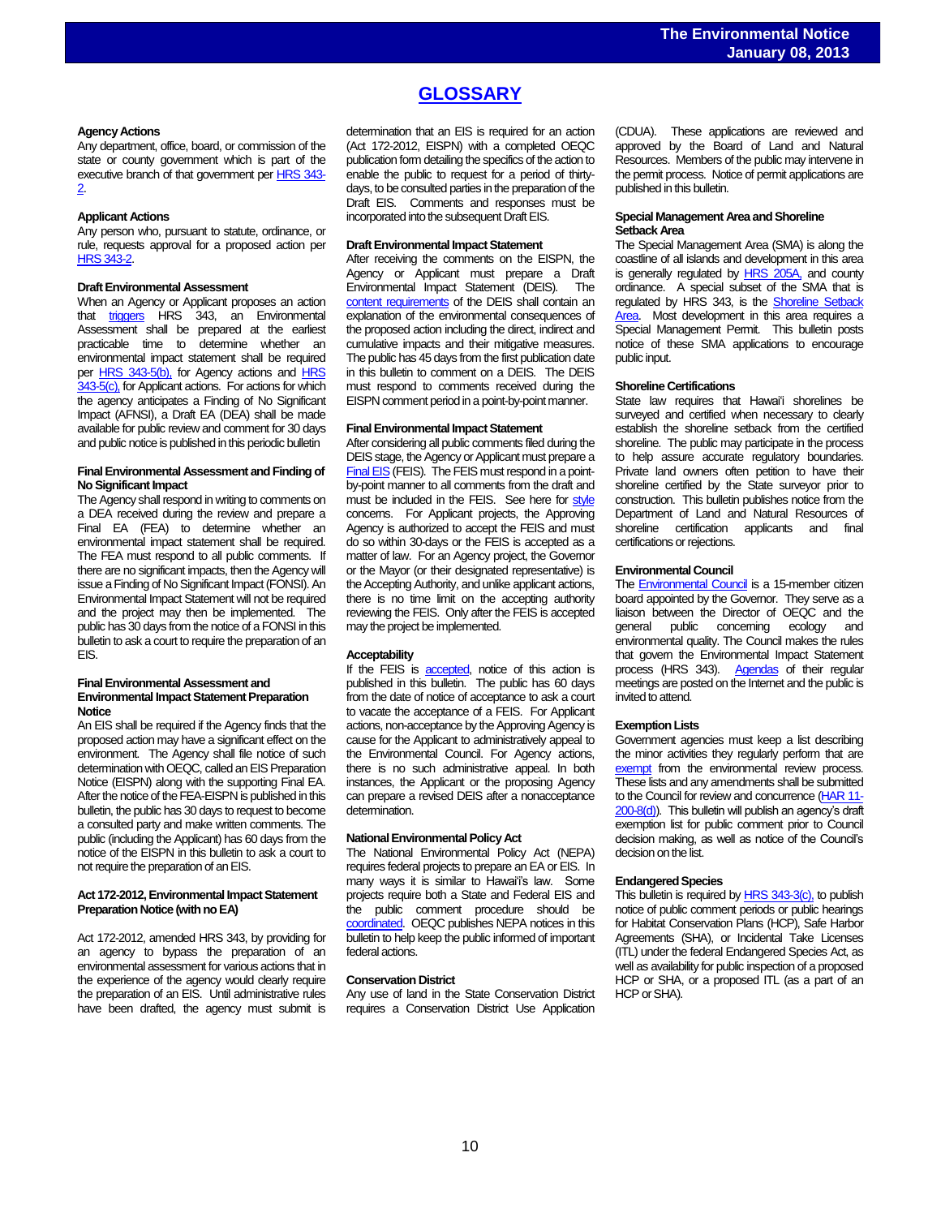# GLOSSARY

### Agency Actions

Any department, office, board, or commission of the state or county government which is part of the executive branch of that government per HRS 343-2.

### Applicant Actions

Any person who, pursuant to statute, ordinance, or rule, requests approval for a proposed action per HRS 343-2.

### Draft Environmental Assessment

When an Agency or Applicant proposes an action that triggers HRS 343, an Environmental Assessment shall be prepared at the earliest practicable time to determine whether an environmental impact statement shall be required per HRS 343-5(b), for Agency actions and HRS 343-5(c), for Applicant actions. For actions for which the agency anticipates a Finding of No Significant Impact (AFNSI), a Draft EA (DEA) shall be made available for public review and comment for 30 days and public notice is published in this periodic bulletin

### Final Environmental Assessment and Finding of No Significant Impact

The Agency shall respond in writing to comments on a DEA received during the review and prepare a Final EA (FEA) to determine whether an environmental impact statement shall be required. The FEA must respond to all public comments. If there are no significant impacts, then the Agency will issue a Finding of No Significant Impact (FONSI). An Environmental Impact Statement will not be required and the project may then be implemented. The public has 30 days from the notice of a FONSI in this bulletin to ask a court to require the preparation of an EIS.

### Final Environmental Assessment and Environmental Impact Statement Preparation Notice

An EIS shall be required if the Agency finds that the proposed action may have a significant effect on the environment. The Agency shall file notice of such determination with OEQC, called an EIS Preparation Notice (EISPN) along with the supporting Final EA. After the notice of the FEA-EISPN is published in this bulletin, the public has 30 days to request to become a consulted party and make written comments. The public (including the Applicant) has 60 days from the notice of the EISPN in this bulletin to ask a court to not require the preparation of an EIS.

### Act 172-2012, Environmental Impact Statement Preparation Notice (with no EA)

Act 172-2012, amended HRS 343, by providing for an agency to bypass the preparation of an environmental assessment for various actions that in the experience of the agency would clearly require the preparation of an EIS. Until administrative rules have been drafted, the agency must submit is determination that an EIS is required for an action (Act 172-2012, EISPN) with a completed OEQC publication form detailing the specifics of the action to enable the public to request for a period of thirty-days, to be consulted parties in the preparation of the Draft EIS. Comments and responses must be incorporated into the subsequent Draft EIS.

### Draft Environmental Impact Statement

After receiving the comments on the EISPN, the Agency or Applicant must prepare a Draft Environmental Impact Statement (DEIS). The content requirements of the DEIS shall contain an explanation of the environmental consequences of the proposed action including the direct, indirect and cumulative impacts and their mitigative measures. The public has 45 days from the first publication date in this bulletin to comment on a DEIS. The DEIS must respond to comments received during the EISPN comment period in a point-by-point manner.

### Final Environmental Impact Statement

After considering all public comments filed during the DEIS stage, the Agency or Applicant must prepare a Final EIS (FEIS). The FEIS must respond in a point-by-point manner to all comments from the draft and must be included in the FEIS. See here for style concerns. For Applicant projects, the Approving Agency is authorized to accept the FEIS and must do so within 30-days or the FEIS is accepted as a matter of law. For an Agency project, the Governor or the Mayor (or their designated representative) is the Accepting Authority, and unlike applicant actions, there is no time limit on the accepting authority reviewing the FEIS. Only after the FEIS is accepted may the project be implemented.

### Acceptability

If the FEIS is accepted, notice of this action is published in this bulletin. The public has 60 days from the date of notice of acceptance to ask a court to vacate the acceptance of a FEIS. For Applicant actions, non-acceptance by the Approving Agency is cause for the Applicant to administratively appeal to the Environmental Council. For Agency actions, there is no such administrative appeal. In both instances, the Applicant or the proposing Agency can prepare a revised DEIS after a nonacceptance determination.

### National Environmental Policy Act

The National Environmental Policy Act (NEPA) requires federal projects to prepare an EA or EIS. In many ways it is similar to Hawai'i's law. Some projects require both a State and Federal EIS and the public comment procedure should be coordinated. OEQC publishes NEPA notices in this bulletin to help keep the public informed of important federal actions.

### Conservation District

Any use of land in the State Conservation District requires a Conservation District Use Application (CDUA). These applications are reviewed and approved by the Board of Land and Natural Resources. Members of the public may intervene in the permit process. Notice of permit applications are published in this bulletin.

### Special Management Area and Shoreline Setback Area

The Special Management Area (SMA) is along the coastline of all islands and development in this area is generally regulated by HRS 205A, and county ordinance. A special subset of the SMA that is regulated by HRS 343, is the Shoreline Setback Area. Most development in this area requires a Special Management Permit. This bulletin posts notice of these SMA applications to encourage public input.

### Shoreline Certifications

State law requires that Hawai'i shorelines be surveyed and certified when necessary to clearly establish the shoreline setback from the certified shoreline. The public may participate in the process to help assure accurate regulatory boundaries. Private land owners often petition to have their shoreline certified by the State surveyor prior to construction. This bulletin publishes notice from the Department of Land and Natural Resources of shoreline certification applicants and final certifications or rejections.

### Environmental Council

The Environmental Council is a 15-member citizen board appointed by the Governor. They serve as a liaison between the Director of OEQC and the general public concerning ecology and environmental quality. The Council makes the rules that govern the Environmental Impact Statement process (HRS 343). Agendas of their regular meetings are posted on the Internet and the public is invited to attend.

### Exemption Lists

Government agencies must keep a list describing the minor activities they regularly perform that are exempt from the environmental review process. These lists and any amendments shall be submitted to the Council for review and concurrence (HAR 11-200-8(d)). This bulletin will publish an agency's draft exemption list for public comment prior to Council decision making, as well as notice of the Council's decision on the list.

### Endangered Species

This bulletin is required by HRS 343-3(c), to publish notice of public comment periods or public hearings for Habitat Conservation Plans (HCP), Safe Harbor Agreements (SHA), or Incidental Take Licenses (ITL) under the federal Endangered Species Act, as well as availability for public inspection of a proposed HCP or SHA, or a proposed ITL (as a part of an HCP or SHA).